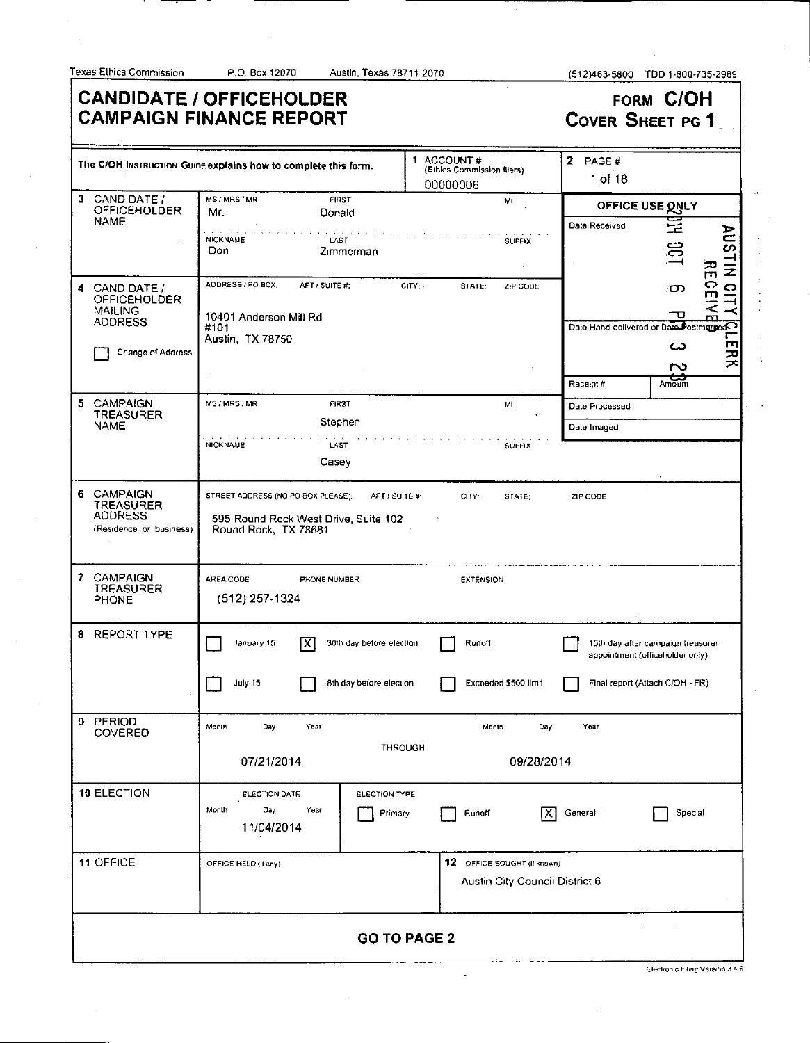Texas Ethics Commission    P.O. Box 12070    Austin, Texas 78711-2070    (512)463-5800    TDD 1-800-735-2989

# CANDIDATE / OFFICEHOLDER CAMPAIGN FINANCE REPORT

**FORM C/OH**
**COVER SHEET PG 1**

| | | | |
|---|---|---|---|
| The C/OH Instruction Guide explains how to complete this form. | | 1 ACCOUNT # (Ethics Commission filers) 00000006 | 2 PAGE # 1 of 18 |
| 3 CANDIDATE / OFFICEHOLDER NAME | MS / MRS / MR: Mr. FIRST: Donald MI: <br> NICKNAME: Don LAST: Zimmerman SUFFIX: | | OFFICE USE ONLY <br> Date Received: 2014 OCT 6 P 3 23 AUSTIN CITY CLERK RECEIVED <br> Date Hand-delivered or Date Postmarked <br> Receipt # / Amount <br> Date Processed <br> Date Imaged |
| 4 CANDIDATE / OFFICEHOLDER MAILING ADDRESS <br> ☐ Change of Address | ADDRESS / PO BOX; APT / SUITE #; CITY; STATE; ZIP CODE <br> 10401 Anderson Mill Rd <br> #101 <br> Austin, TX 78750 | | |
| 5 CAMPAIGN TREASURER NAME | MS / MRS / MR: FIRST: Stephen MI: <br> NICKNAME: LAST: Casey SUFFIX: | | |
| 6 CAMPAIGN TREASURER ADDRESS (Residence or business) | STREET ADDRESS (NO PO BOX PLEASE); APT / SUITE #; CITY; STATE; ZIP CODE <br> 595 Round Rock West Drive, Suite 102 <br> Round Rock, TX 78681 | | |
| 7 CAMPAIGN TREASURER PHONE | AREA CODE / PHONE NUMBER / EXTENSION <br> (512) 257-1324 | | |
| 8 REPORT TYPE | ☐ January 15 <br> ☐ July 15 | ☒ 30th day before election <br> ☐ 8th day before election | ☐ Runoff <br> ☐ Exceeded $500 limit <br> ☐ 15th day after campaign treasurer appointment (officeholder only) <br> ☐ Final report (Attach C/OH - FR) |
| 9 PERIOD COVERED | Month Day Year: 07/21/2014 | THROUGH | Month Day Year: 09/28/2014 |
| 10 ELECTION | ELECTION DATE (Month Day Year): 11/04/2014 | ELECTION TYPE: ☐ Primary ☐ Runoff | ☒ General ☐ Special |
| 11 OFFICE | OFFICE HELD (if any): | 12 OFFICE SOUGHT (if known): Austin City Council District 6 | |

**GO TO PAGE 2**

Electronic Filing Version 3.4.6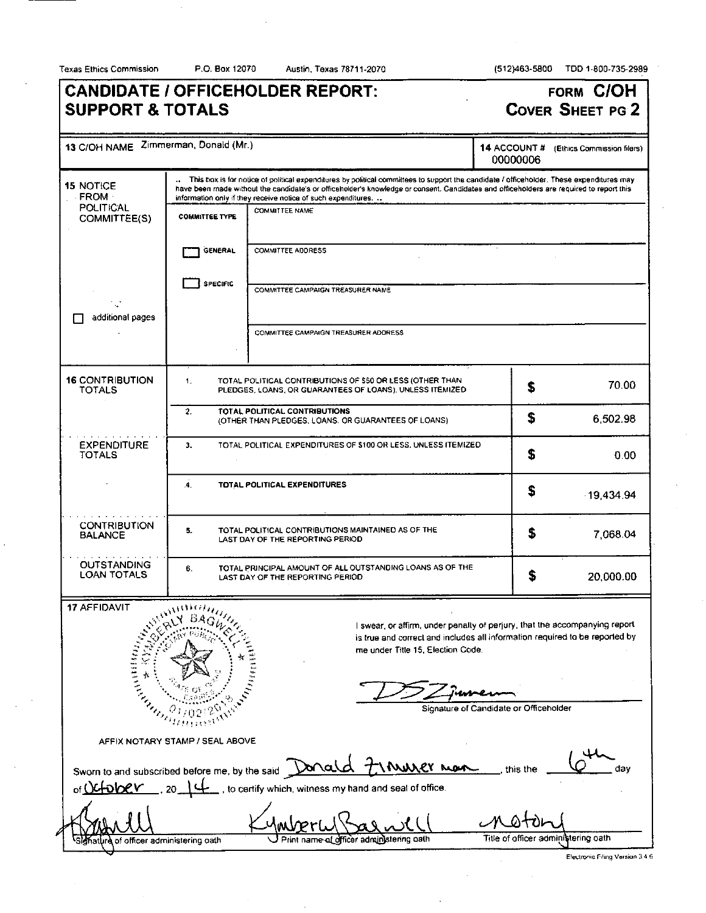Texas Ethics Commission P.O. Box 12070 Austin, Texas 78711-2070 (512)463-5800 TDD 1-800-735-2989

# CANDIDATE / OFFICEHOLDER REPORT: SUPPORT & TOTALS

**FORM C/OH COVER SHEET PG 2**

| | |
|---|---|
| **13** C/OH NAME Zimmerman, Donald (Mr.) | **14** ACCOUNT # (Ethics Commission filers) 00000006 |

**15 NOTICE FROM POLITICAL COMMITTEE(S)**

.. This box is for notice of political expenditures by political committees to support the candidate / officeholder. These expenditures may have been made without the candidate's or officeholder's knowledge or consent. Candidates and officeholders are required to report this information only if they receive notice of such expenditures. ..

| COMMITTEE TYPE | |
|---|---|
| ☐ GENERAL | COMMITTEE NAME |
| ☐ SPECIFIC | COMMITTEE ADDRESS |
| | COMMITTEE CAMPAIGN TREASURER NAME |
| | COMMITTEE CAMPAIGN TREASURER ADDRESS |

☐ additional pages

| | | | |
|---|---|---|---|
| **16** CONTRIBUTION TOTALS | 1. TOTAL POLITICAL CONTRIBUTIONS OF $50 OR LESS (OTHER THAN PLEDGES, LOANS, OR GUARANTEES OF LOANS), UNLESS ITEMIZED | $ | 70.00 |
| | 2. TOTAL POLITICAL CONTRIBUTIONS (OTHER THAN PLEDGES, LOANS, OR GUARANTEES OF LOANS) | $ | 6,502.98 |
| EXPENDITURE TOTALS | 3. TOTAL POLITICAL EXPENDITURES OF $100 OR LESS, UNLESS ITEMIZED | $ | 0.00 |
| | 4. TOTAL POLITICAL EXPENDITURES | $ | 19,434.94 |
| CONTRIBUTION BALANCE | 5. TOTAL POLITICAL CONTRIBUTIONS MAINTAINED AS OF THE LAST DAY OF THE REPORTING PERIOD | $ | 7,068.04 |
| OUTSTANDING LOAN TOTALS | 6. TOTAL PRINCIPAL AMOUNT OF ALL OUTSTANDING LOANS AS OF THE LAST DAY OF THE REPORTING PERIOD | $ | 20,000.00 |

**17 AFFIDAVIT**

KYMBERLY BAGWELL, Notary Public, State of Texas, Expires 01/02/2019

I swear, or affirm, under penalty of perjury, that the accompanying report is true and correct and includes all information required to be reported by me under Title 15, Election Code.

[Signature]

Signature of Candidate or Officeholder

AFFIX NOTARY STAMP / SEAL ABOVE

Sworn to and subscribed before me, by the said Donald Zimmerman, this the 6th day of October, 20 14, to certify which, witness my hand and seal of office.

| [Signature] | Kymberly Bagwell | Notary |
|---|---|---|
| Signature of officer administering oath | Print name of officer administering oath | Title of officer administering oath |

Electronic Filing Version 3.4.6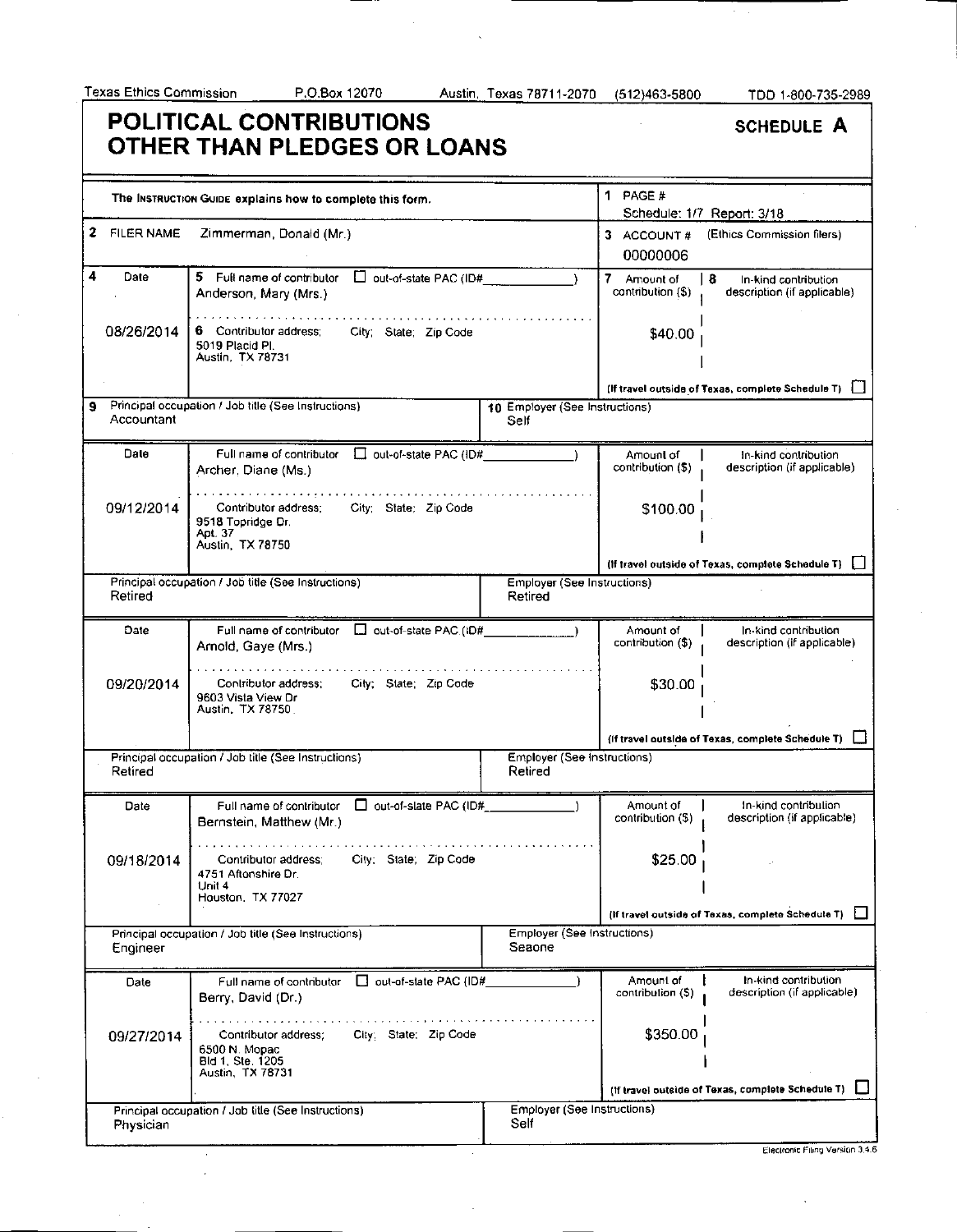Texas Ethics Commission P.O.Box 12070 Austin, Texas 78711-2070 (512)463-5800 TDD 1-800-735-2989

# POLITICAL CONTRIBUTIONS OTHER THAN PLEDGES OR LOANS

**SCHEDULE A**

The INSTRUCTION GUIDE explains how to complete this form.

1 PAGE # Schedule: 1/7 Report: 3/18

2 FILER NAME: Zimmerman, Donald (Mr.)

3 ACCOUNT # (Ethics Commission filers): 00000006

| 4 Date | 5 Full name of contributor / 6 Contributor address; City; State; Zip Code | 7 Amount of contribution ($) | 8 In-kind contribution description (if applicable) |
|---|---|---|---|
| 08/26/2014 | Anderson, Mary (Mrs.)<br>5019 Placid Pl.<br>Austin, TX 78731 | $40.00 | |
| | 9 Principal occupation / Job title: Accountant | 10 Employer: Self | |
| 09/12/2014 | Archer, Diane (Ms.)<br>9518 Topridge Dr.<br>Apt. 37<br>Austin, TX 78750 | $100.00 | |
| | Principal occupation / Job title: Retired | Employer: Retired | |
| 09/20/2014 | Arnold, Gaye (Mrs.)<br>9603 Vista View Dr<br>Austin, TX 78750 | $30.00 | |
| | Principal occupation / Job title: Retired | Employer: Retired | |
| 09/18/2014 | Bernstein, Matthew (Mr.)<br>4751 Aftonshire Dr.<br>Unit 4<br>Houston, TX 77027 | $25.00 | |
| | Principal occupation / Job title: Engineer | Employer: Seaone | |
| 09/27/2014 | Berry, David (Dr.)<br>6500 N. Mopac<br>Bld 1, Ste. 1205<br>Austin, TX 78731 | $350.00 | |
| | Principal occupation / Job title: Physician | Employer: Self | |

(If travel outside of Texas, complete Schedule T)

Electronic Filing Version 3.4.6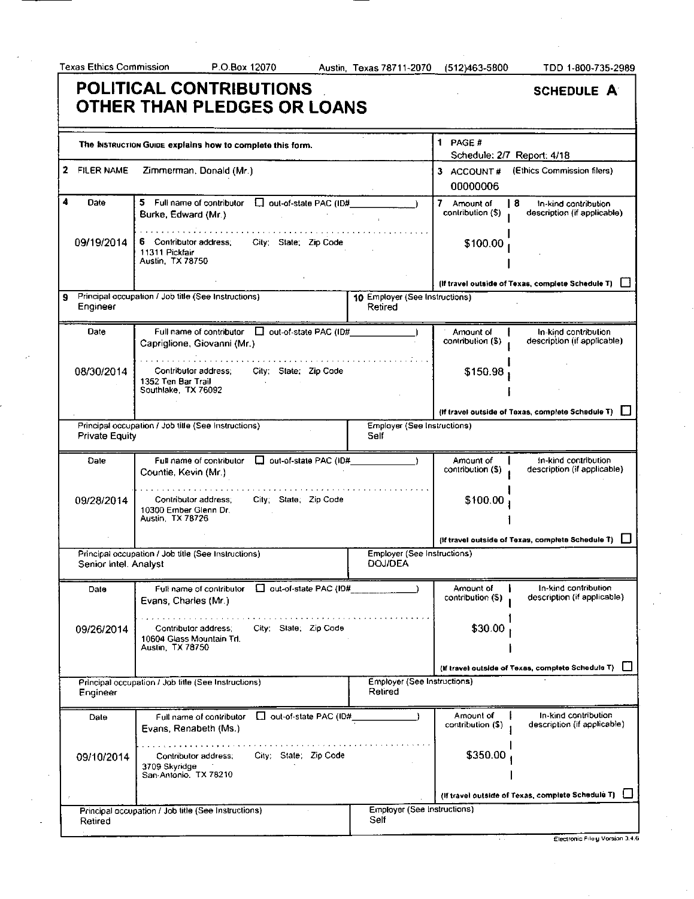Texas Ethics Commission P.O.Box 12070 Austin, Texas 78711-2070 (512)463-5800 TDD 1-800-735-2989

# POLITICAL CONTRIBUTIONS OTHER THAN PLEDGES OR LOANS

**SCHEDULE A**

The INSTRUCTION GUIDE explains how to complete this form.

1 PAGE # Schedule: 2/7 Report: 4/18

2 FILER NAME: Zimmerman, Donald (Mr.)

3 ACCOUNT # (Ethics Commission filers): 00000006

| 4 Date | 5 Full name of contributor / 6 Contributor address; City; State; Zip Code | 7 Amount of contribution ($) | 8 In-kind contribution description (if applicable) | 9 Principal occupation / Job title | 10 Employer |
|---|---|---|---|---|---|
| 09/19/2014 | Burke, Edward (Mr.)<br>11311 Pickfair<br>Austin, TX 78750 | $100.00 | | Engineer | Retired |
| 08/30/2014 | Capriglione, Giovanni (Mr.)<br>1352 Ten Bar Trail<br>Southlake, TX 76092 | $150.98 | | Private Equity | Self |
| 09/28/2014 | Countie, Kevin (Mr.)<br>10300 Ember Glenn Dr.<br>Austin, TX 78726 | $100.00 | | Senior Intel. Analyst | DOJ/DEA |
| 09/26/2014 | Evans, Charles (Mr.)<br>10604 Glass Mountain Trl.<br>Austin, TX 78750 | $30.00 | | Engineer | Retired |
| 09/10/2014 | Evans, Renabeth (Ms.)<br>3709 Skyridge<br>San Antonio, TX 78210 | $350.00 | | Retired | Self |

(If travel outside of Texas, complete Schedule T) ☐

Electronic Filing Version 3.4.6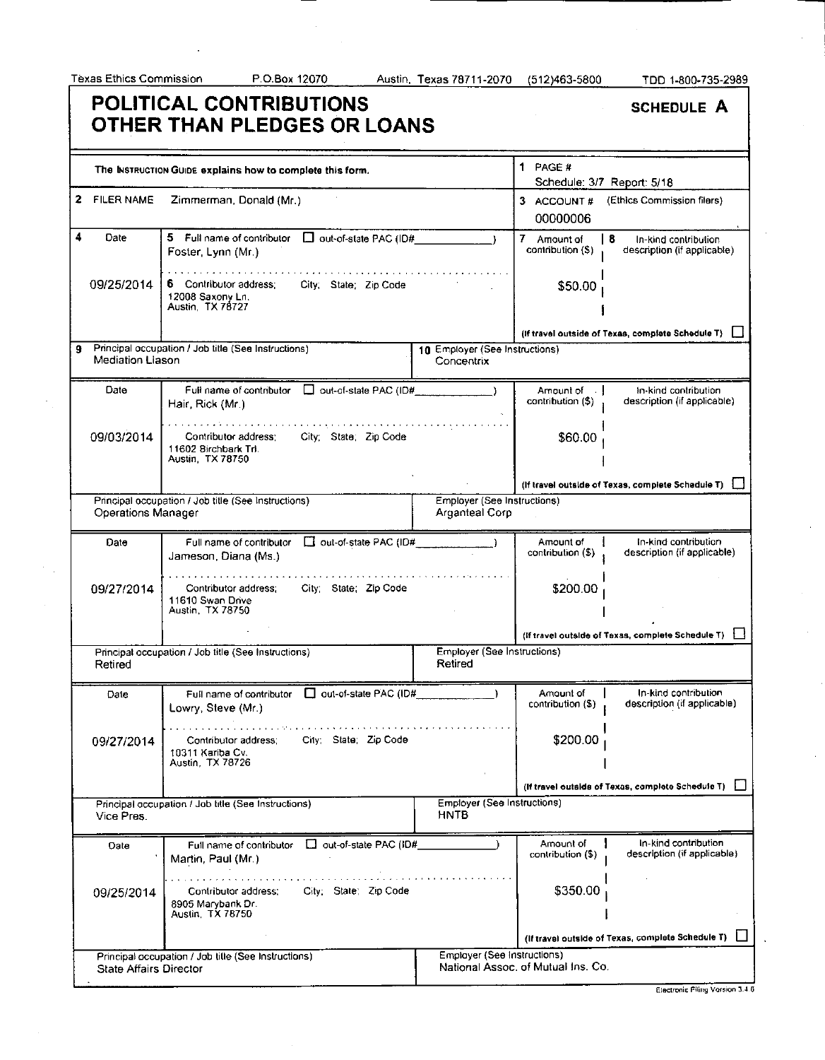Texas Ethics Commission P.O.Box 12070 Austin, Texas 78711-2070 (512)463-5800 TDD 1-800-735-2989

# POLITICAL CONTRIBUTIONS OTHER THAN PLEDGES OR LOANS

**SCHEDULE A**

The INSTRUCTION GUIDE explains how to complete this form.

1 PAGE #
Schedule: 3/7 Report: 5/18

2 FILER NAME: Zimmerman, Donald (Mr.)

3 ACCOUNT # (Ethics Commission filers): 00000006

| 4 Date | 5 Full name of contributor / 6 Contributor address; City; State; Zip Code | 7 Amount of contribution ($) | 8 In-kind contribution description (if applicable) |
|---|---|---|---|
| 09/25/2014 | Foster, Lynn (Mr.)<br>12008 Saxony Ln.<br>Austin, TX 78727 | $50.00 | |
| | 9 Principal occupation / Job title: Mediation Liason | 10 Employer: Concentrix | |
| 09/03/2014 | Hair, Rick (Mr.)<br>11602 Birchbark Trl.<br>Austin, TX 78750 | $60.00 | |
| | Principal occupation / Job title: Operations Manager | Employer: Arganteal Corp | |
| 09/27/2014 | Jameson, Diana (Ms.)<br>11610 Swan Drive<br>Austin, TX 78750 | $200.00 | |
| | Principal occupation / Job title: Retired | Employer: Retired | |
| 09/27/2014 | Lowry, Steve (Mr.)<br>10311 Kariba Cv.<br>Austin, TX 78726 | $200.00 | |
| | Principal occupation / Job title: Vice Pres. | Employer: HNTB | |
| 09/25/2014 | Martin, Paul (Mr.)<br>8905 Marybank Dr.<br>Austin, TX 78750 | $350.00 | |
| | Principal occupation / Job title: State Affairs Director | Employer: National Assoc. of Mutual Ins. Co. | |

out-of-state PAC (ID#): ☐ (unchecked for all entries)

(If travel outside of Texas, complete Schedule T) ☐ (unchecked for all entries)

Electronic Filing Version 3.4.6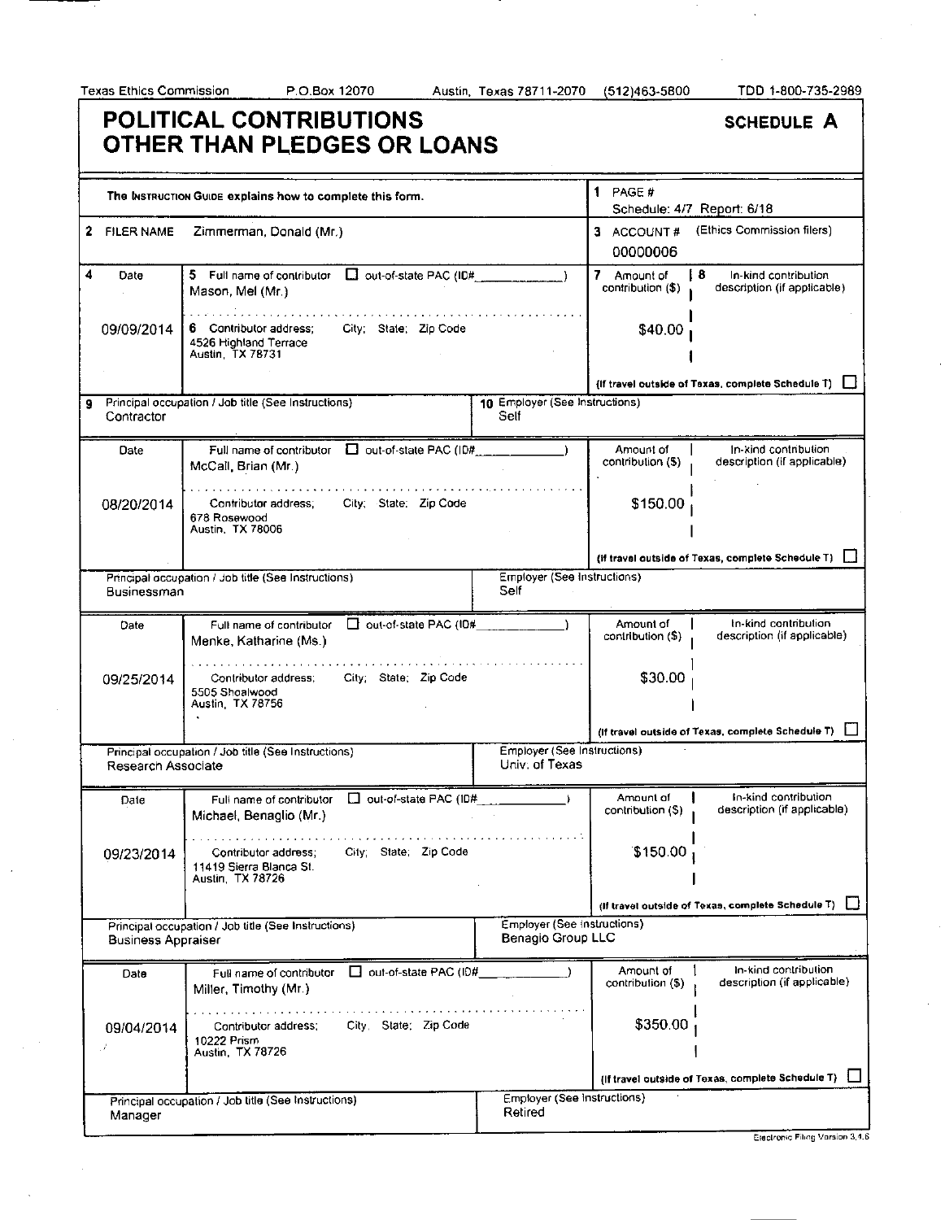Texas Ethics Commission P.O.Box 12070 Austin, Texas 78711-2070 (512)463-5800 TDD 1-800-735-2989

# POLITICAL CONTRIBUTIONS OTHER THAN PLEDGES OR LOANS

**SCHEDULE A**

The INSTRUCTION GUIDE explains how to complete this form.

1 PAGE # Schedule: 4/7 Report: 6/18

2 FILER NAME Zimmerman, Donald (Mr.)

3 ACCOUNT # (Ethics Commission filers) 00000006

| 4 Date | 5 Full name of contributor / 6 Contributor address; City; State; Zip Code | 7 Amount of contribution ($) | 8 In-kind contribution description (if applicable) |
|---|---|---|---|
| 09/09/2014 | Mason, Mel (Mr.)<br>4526 Highland Terrace<br>Austin, TX 78731 | $40.00 | |
| 9 Principal occupation / Job title: Contractor | 10 Employer: Self | | |
| 08/20/2014 | McCall, Brian (Mr.)<br>678 Rosewood<br>Austin, TX 78006 | $150.00 | |
| Principal occupation / Job title: Businessman | Employer: Self | | |
| 09/25/2014 | Menke, Katharine (Ms.)<br>5505 Shoalwood<br>Austin, TX 78756 | $30.00 | |
| Principal occupation / Job title: Research Associate | Employer: Univ. of Texas | | |
| 09/23/2014 | Michael, Benaglio (Mr.)<br>11419 Sierra Blanca St.<br>Austin, TX 78726 | $150.00 | |
| Principal occupation / Job title: Business Appraiser | Employer: Benagio Group LLC | | |
| 09/04/2014 | Miller, Timothy (Mr.)<br>10222 Prism<br>Austin, TX 78726 | $350.00 | |
| Principal occupation / Job title: Manager | Employer: Retired | | |

(If travel outside of Texas, complete Schedule T) ☐

Electronic Filing Version 3.4.6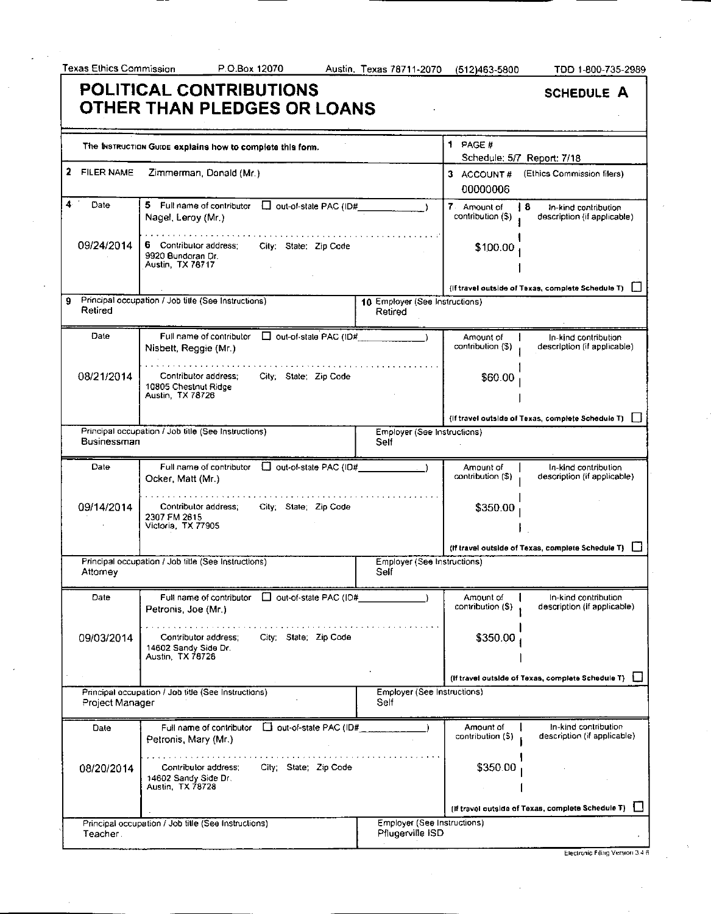Texas Ethics Commission P.O.Box 12070 Austin, Texas 78711-2070 (512)463-5800 TDD 1-800-735-2989

# POLITICAL CONTRIBUTIONS OTHER THAN PLEDGES OR LOANS

**SCHEDULE A**

The INSTRUCTION GUIDE explains how to complete this form.

1 PAGE # Schedule: 5/7 Report: 7/18

2 FILER NAME: Zimmerman, Donald (Mr.)

3 ACCOUNT # (Ethics Commission filers): 00000006

| 4 Date | 5 Full name of contributor / 6 Contributor address; City; State; Zip Code | 7 Amount of contribution ($) | 8 In-kind contribution description (if applicable) | 9 Principal occupation / Job title | 10 Employer |
|---|---|---|---|---|---|
| 09/24/2014 | Nagel, Leroy (Mr.)<br>9920 Bundoran Dr.<br>Austin, TX 78717 | $100.00 | | Retired | Retired |
| 08/21/2014 | Nisbett, Reggie (Mr.)<br>10805 Chestnut Ridge<br>Austin, TX 78726 | $60.00 | | Businessman | Self |
| 09/14/2014 | Ocker, Matt (Mr.)<br>2307 FM 2615<br>Victoria, TX 77905 | $350.00 | | Attorney | Self |
| 09/03/2014 | Petronis, Joe (Mr.)<br>14602 Sandy Side Dr.<br>Austin, TX 78728 | $350.00 | | Project Manager | Self |
| 08/20/2014 | Petronis, Mary (Mr.)<br>14602 Sandy Side Dr.<br>Austin, TX 78728 | $350.00 | | Teacher | Pflugerville ISD |

Out-of-state PAC (ID#): none checked for any contributor.

(If travel outside of Texas, complete Schedule T) — not checked for any contributor.

Electronic Filing Version 3.4.8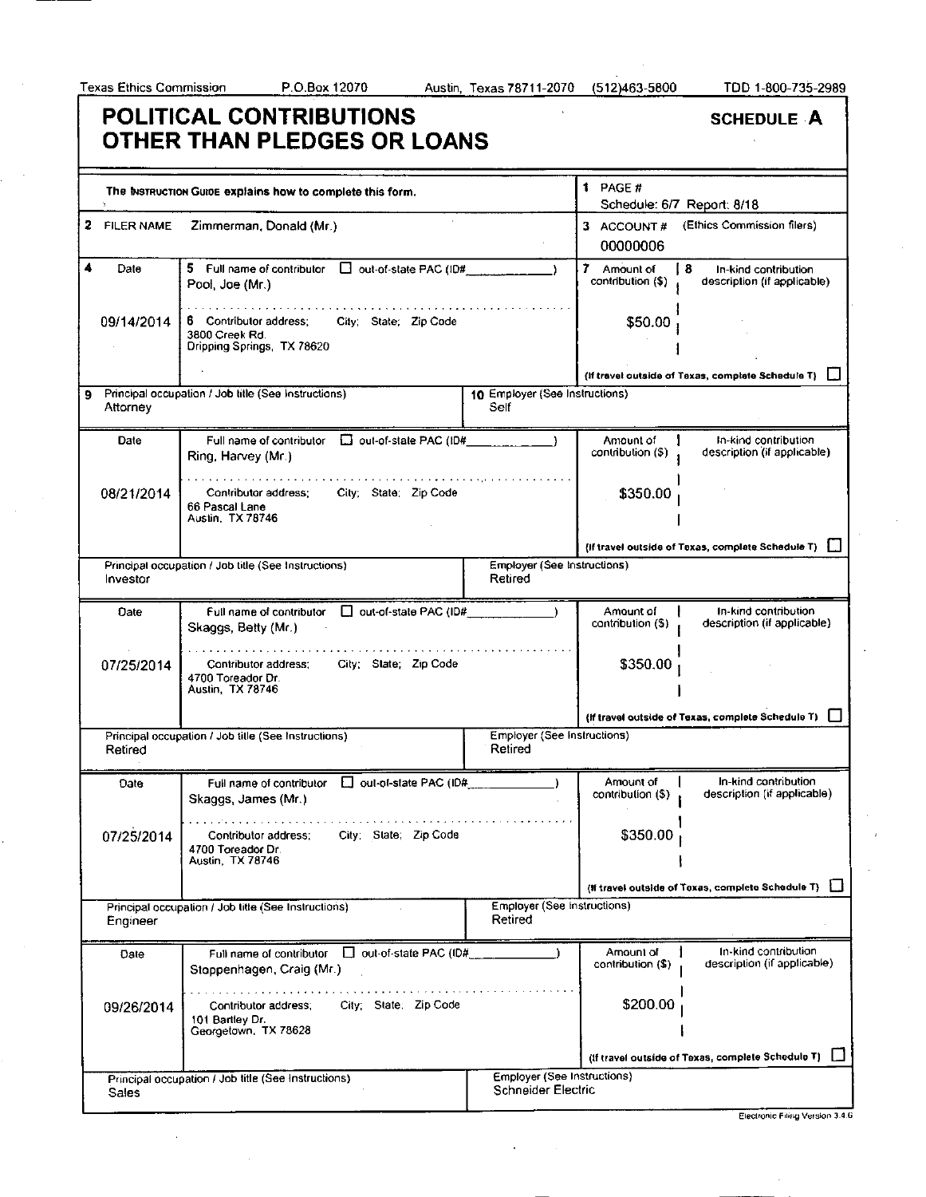Texas Ethics Commission P.O.Box 12070 Austin, Texas 78711-2070 (512)463-5800 TDD 1-800-735-2989

# POLITICAL CONTRIBUTIONS OTHER THAN PLEDGES OR LOANS

**SCHEDULE A**

The INSTRUCTION GUIDE explains how to complete this form.

1 PAGE # Schedule: 6/7 Report: 8/18

2 FILER NAME: Zimmerman, Donald (Mr.)

3 ACCOUNT # (Ethics Commission filers): 00000006

| 4 Date | 5 Full name of contributor / 6 Contributor address; City; State; Zip Code | 7 Amount of contribution ($) | 8 In-kind contribution description (if applicable) | 9 Principal occupation / Job title | 10 Employer |
|---|---|---|---|---|---|
| 09/14/2014 | Pool, Joe (Mr.)<br>3800 Creek Rd.<br>Dripping Springs, TX 78620 | $50.00 | | Attorney | Self |
| 08/21/2014 | Ring, Harvey (Mr.)<br>66 Pascal Lane<br>Austin, TX 78746 | $350.00 | | Investor | Retired |
| 07/25/2014 | Skaggs, Betty (Mr.)<br>4700 Toreador Dr.<br>Austin, TX 78746 | $350.00 | | Retired | Retired |
| 07/25/2014 | Skaggs, James (Mr.)<br>4700 Toreador Dr.<br>Austin, TX 78746 | $350.00 | | Engineer | Retired |
| 09/26/2014 | Stoppenhagen, Craig (Mr.)<br>101 Bartley Dr.<br>Georgetown, TX 78628 | $200.00 | | Sales | Schneider Electric |

(If travel outside of Texas, complete Schedule T) ☐

Electronic Filing Version 3.4.6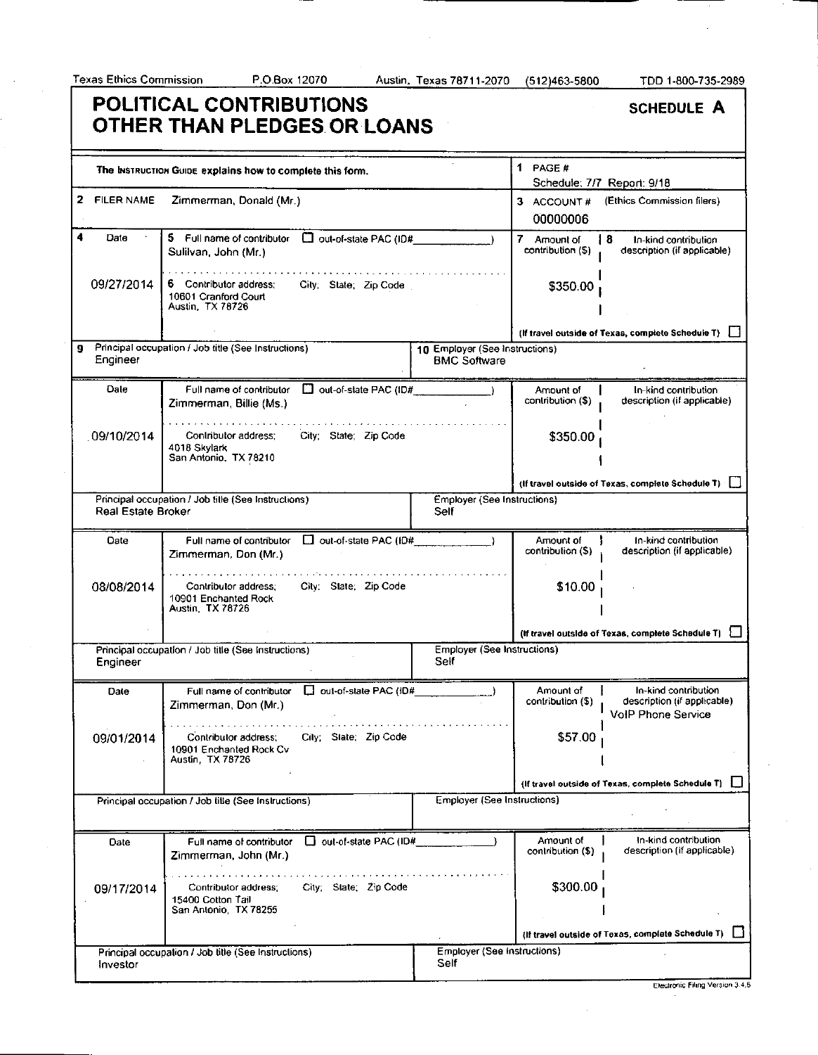Texas Ethics Commission P.O.Box 12070 Austin, Texas 78711-2070 (512)463-5800 TDD 1-800-735-2989

# POLITICAL CONTRIBUTIONS OTHER THAN PLEDGES OR LOANS

**SCHEDULE A**

The INSTRUCTION GUIDE explains how to complete this form.

1 PAGE #
Schedule: 7/7 Report: 9/18

2 FILER NAME: Zimmerman, Donald (Mr.)

3 ACCOUNT # (Ethics Commission filers): 00000006

| 4 Date | 5 Full name of contributor / 6 Contributor address; City; State; Zip Code | 7 Amount of contribution ($) | 8 In-kind contribution description (if applicable) |
|---|---|---|---|
| 09/27/2014 | Sulilvan, John (Mr.)<br>10601 Cranford Court<br>Austin, TX 78726 | $350.00 | |
| | 9 Principal occupation / Job title: Engineer<br>10 Employer: BMC Software | | |
| 09/10/2014 | Zimmerman, Billie (Ms.)<br>4018 Skylark<br>San Antonio, TX 78210 | $350.00 | |
| | Principal occupation / Job title: Real Estate Broker<br>Employer: Self | | |
| 08/08/2014 | Zimmerman, Don (Mr.)<br>10901 Enchanted Rock<br>Austin, TX 78726 | $10.00 | |
| | Principal occupation / Job title: Engineer<br>Employer: Self | | |
| 09/01/2014 | Zimmerman, Don (Mr.)<br>10901 Enchanted Rock Cv<br>Austin, TX 78726 | $57.00 | VoIP Phone Service |
| | Principal occupation / Job title:<br>Employer: | | |
| 09/17/2014 | Zimmerman, John (Mr.)<br>15400 Cotton Tail<br>San Antonio, TX 78255 | $300.00 | |
| | Principal occupation / Job title: Investor<br>Employer: Self | | |

(If travel outside of Texas, complete Schedule T) ☐

Electronic Filing Version 3.4.6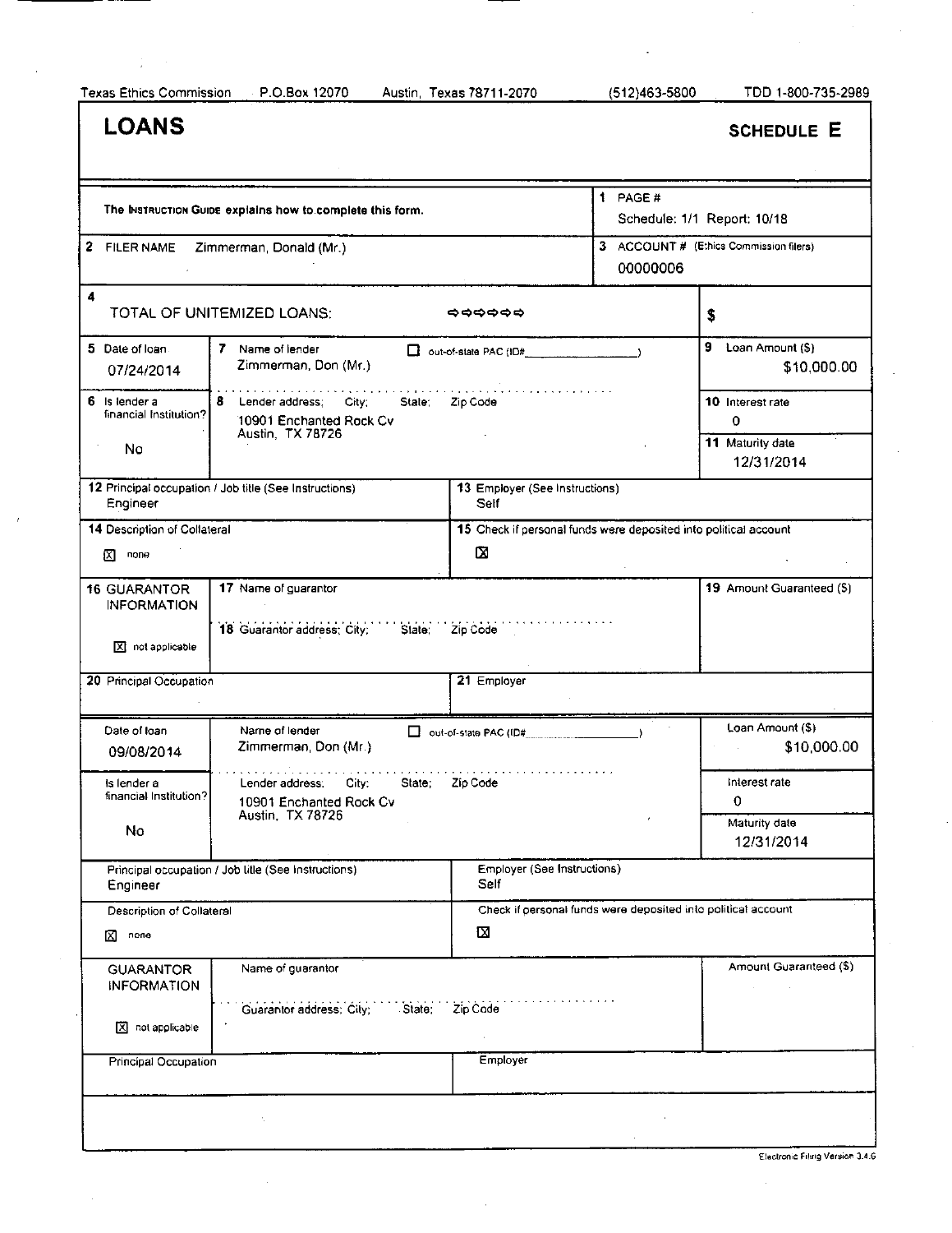Texas Ethics Commission P.O.Box 12070 Austin, Texas 78711-2070 (512)463-5800 TDD 1-800-735-2989

# LOANS

**SCHEDULE E**

The INSTRUCTION GUIDE explains how to complete this form.

**1** PAGE #
Schedule: 1/1 Report: 10/18

**2** FILER NAME Zimmerman, Donald (Mr.)

**3** ACCOUNT # (Ethics Commission filers)
00000006

**4** TOTAL OF UNITEMIZED LOANS: ⇨⇨⇨⇨⇨⇨ $

---

| Field | Value |
|---|---|
| 5 Date of loan | 07/24/2014 |
| 7 Name of lender | Zimmerman, Don (Mr.) |
| ☐ out-of-state PAC (ID#) | |
| 9 Loan Amount ($) | $10,000.00 |
| 6 Is lender a financial institution? | No |
| 8 Lender address; City; State; Zip Code | 10901 Enchanted Rock Cv, Austin, TX 78726 |
| 10 Interest rate | 0 |
| 11 Maturity date | 12/31/2014 |
| 12 Principal occupation / Job title (See Instructions) | Engineer |
| 13 Employer (See Instructions) | Self |
| 14 Description of Collateral | ☒ none |
| 15 Check if personal funds were deposited into political account | ☒ |
| 16 GUARANTOR INFORMATION | ☒ not applicable |
| 17 Name of guarantor | |
| 18 Guarantor address; City; State; Zip Code | |
| 19 Amount Guaranteed ($) | |
| 20 Principal Occupation | |
| 21 Employer | |

---

| Field | Value |
|---|---|
| Date of loan | 09/08/2014 |
| Name of lender | Zimmerman, Don (Mr.) |
| ☐ out-of-state PAC (ID#) | |
| Loan Amount ($) | $10,000.00 |
| Is lender a financial institution? | No |
| Lender address; City; State; Zip Code | 10901 Enchanted Rock Cv, Austin, TX 78726 |
| Interest rate | 0 |
| Maturity date | 12/31/2014 |
| Principal occupation / Job title (See Instructions) | Engineer |
| Employer (See Instructions) | Self |
| Description of Collateral | ☒ none |
| Check if personal funds were deposited into political account | ☒ |
| GUARANTOR INFORMATION | ☒ not applicable |
| Name of guarantor | |
| Guarantor address; City; State; Zip Code | |
| Amount Guaranteed ($) | |
| Principal Occupation | |
| Employer | |

Electronic Filing Version 3.4.6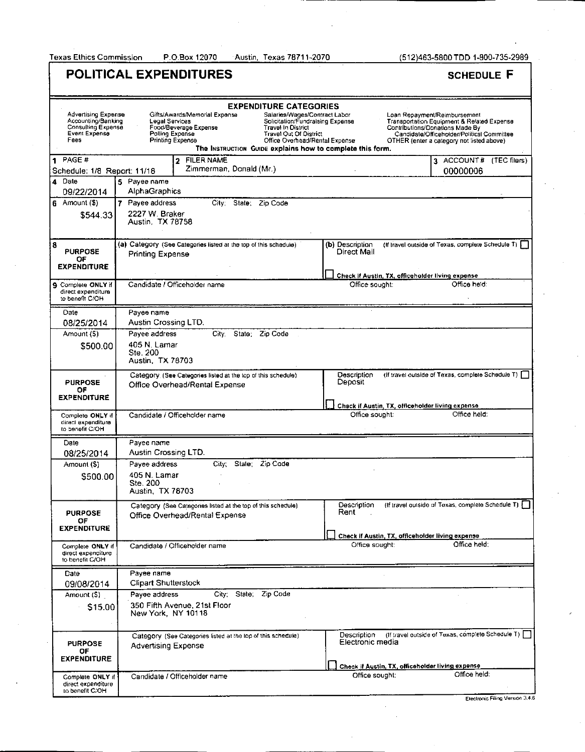Texas Ethics Commission  P.O.Box 12070  Austin, Texas 78711-2070  (512)463-5800 TDD 1-800-735-2989

# POLITICAL EXPENDITURES

**SCHEDULE F**

**EXPENDITURE CATEGORIES**

| | | | |
|---|---|---|---|
| Advertising Expense | Gifts/Awards/Memorial Expense | Salaries/Wages/Contract Labor | Loan Repayment/Reimbursement |
| Accounting/Banking | Legal Services | Solicitation/Fundraising Expense | Transportation Equipment & Related Expense |
| Consulting Expense | Food/Beverage Expense | Travel In District | Contributions/Donations Made By |
| Event Expense | Polling Expense | Travel Out Of District | Candidate/Officeholder/Political Committee |
| Fees | Printing Expense | Office Overhead/Rental Expense | OTHER (enter a category not listed above) |

The INSTRUCTION GUIDE explains how to complete this form.

| 1 PAGE # | 2 FILER NAME | 3 ACCOUNT # (TEC filers) |
|---|---|---|
| Schedule: 1/8 Report: 11/18 | Zimmerman, Donald (Mr.) | 00000006 |

---

| | |
|---|---|
| **4 Date** | 09/22/2014 |
| **5 Payee name** | AlphaGraphics |
| **6 Amount ($)** | $544.33 |
| **7 Payee address (City; State; Zip Code)** | 2227 W. Braker, Austin, TX 78758 |
| **8 PURPOSE OF EXPENDITURE** (a) Category | Printing Expense |
| (b) Description | Direct Mail |
| (If travel outside of Texas, complete Schedule T) | ☐ |
| Check if Austin, TX, officeholder living expense | ☐ |
| **9 Complete ONLY if direct expenditure to benefit C/OH** — Candidate / Officeholder name / Office sought / Office held | |

---

| | |
|---|---|
| **Date** | 08/25/2014 |
| **Payee name** | Austin Crossing LTD. |
| **Amount ($)** | $500.00 |
| **Payee address (City; State; Zip Code)** | 405 N. Lamar, Ste. 200, Austin, TX 78703 |
| **PURPOSE OF EXPENDITURE** Category | Office Overhead/Rental Expense |
| Description | Deposit |
| (If travel outside of Texas, complete Schedule T) | ☐ |
| Check if Austin, TX, officeholder living expense | ☐ |
| **Complete ONLY if direct expenditure to benefit C/OH** — Candidate / Officeholder name / Office sought / Office held | |

---

| | |
|---|---|
| **Date** | 08/25/2014 |
| **Payee name** | Austin Crossing LTD. |
| **Amount ($)** | $500.00 |
| **Payee address (City; State; Zip Code)** | 405 N. Lamar, Ste. 200, Austin, TX 78703 |
| **PURPOSE OF EXPENDITURE** Category | Office Overhead/Rental Expense |
| Description | Rent |
| (If travel outside of Texas, complete Schedule T) | ☐ |
| Check if Austin, TX, officeholder living expense | ☐ |
| **Complete ONLY if direct expenditure to benefit C/OH** — Candidate / Officeholder name / Office sought / Office held | |

---

| | |
|---|---|
| **Date** | 09/08/2014 |
| **Payee name** | Clipart Shutterstock |
| **Amount ($)** | $15.00 |
| **Payee address (City; State; Zip Code)** | 350 Fifth Avenue, 21st Floor, New York, NY 10118 |
| **PURPOSE OF EXPENDITURE** Category | Advertising Expense |
| Description | Electronic media |
| (If travel outside of Texas, complete Schedule T) | ☐ |
| Check if Austin, TX, officeholder living expense | ☐ |
| **Complete ONLY if direct expenditure to benefit C/OH** — Candidate / Officeholder name / Office sought / Office held | |

Electronic Filing Version 3.4.6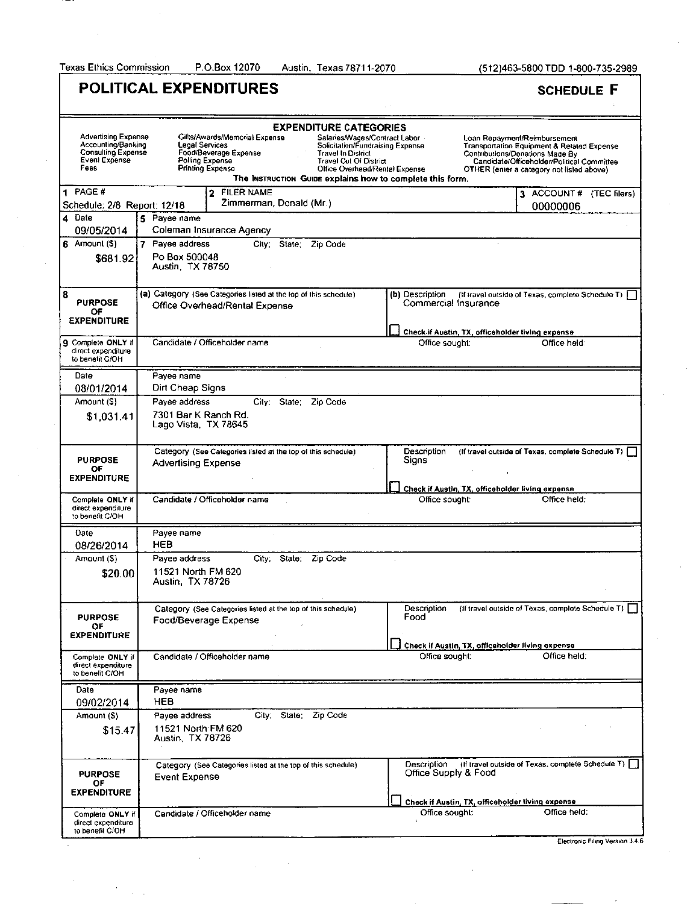Texas Ethics Commission P.O.Box 12070 Austin, Texas 78711-2070 (512)463-5800 TDD 1-800-735-2989

# POLITICAL EXPENDITURES

## SCHEDULE F

**EXPENDITURE CATEGORIES**

| | | | |
|---|---|---|---|
| Advertising Expense | Gifts/Awards/Memorial Expense | Salaries/Wages/Contract Labor | Loan Repayment/Reimbursement |
| Accounting/Banking | Legal Services | Solicitation/Fundraising Expense | Transportation Equipment & Related Expense |
| Consulting Expense | Food/Beverage Expense | Travel In District | Contributions/Donations Made By Candidate/Officeholder/Political Committee |
| Event Expense | Polling Expense | Travel Out Of District | OTHER (enter a category not listed above) |
| Fees | Printing Expense | Office Overhead/Rental Expense | |

The INSTRUCTION GUIDE explains how to complete this form.

| 1 PAGE # | 2 FILER NAME | 3 ACCOUNT # (TEC filers) |
|---|---|---|
| Schedule: 2/8 Report: 12/18 | Zimmerman, Donald (Mr.) | 00000006 |

| | | |
|---|---|---|
| 4 Date: 09/05/2014 | 5 Payee name: Coleman Insurance Agency | |
| 6 Amount ($): $681.92 | 7 Payee address; City; State; Zip Code: Po Box 500048, Austin, TX 78750 | |
| 8 PURPOSE OF EXPENDITURE | (a) Category: Office Overhead/Rental Expense | (b) Description: Commercial Insurance ☐ Check if Austin, TX, officeholder living expense |
| 9 Complete ONLY if direct expenditure to benefit C/OH | Candidate / Officeholder name | Office sought: Office held: |

| | | |
|---|---|---|
| Date: 08/01/2014 | Payee name: Dirt Cheap Signs | |
| Amount ($): $1,031.41 | Payee address; City; State; Zip Code: 7301 Bar K Ranch Rd., Lago Vista, TX 78645 | |
| PURPOSE OF EXPENDITURE | Category: Advertising Expense | Description: Signs ☐ Check if Austin, TX, officeholder living expense |
| Complete ONLY if direct expenditure to benefit C/OH | Candidate / Officeholder name | Office sought: Office held: |

| | | |
|---|---|---|
| Date: 08/26/2014 | Payee name: HEB | |
| Amount ($): $20.00 | Payee address; City; State; Zip Code: 11521 North FM 620, Austin, TX 78726 | |
| PURPOSE OF EXPENDITURE | Category: Food/Beverage Expense | Description: Food ☐ Check if Austin, TX, officeholder living expense |
| Complete ONLY if direct expenditure to benefit C/OH | Candidate / Officeholder name | Office sought: Office held: |

| | | |
|---|---|---|
| Date: 09/02/2014 | Payee name: HEB | |
| Amount ($): $15.47 | Payee address; City; State; Zip Code: 11521 North FM 620, Austin, TX 78726 | |
| PURPOSE OF EXPENDITURE | Category: Event Expense | Description: Office Supply & Food ☐ Check if Austin, TX, officeholder living expense |
| Complete ONLY if direct expenditure to benefit C/OH | Candidate / Officeholder name | Office sought: Office held: |

Electronic Filing Version 3.4.6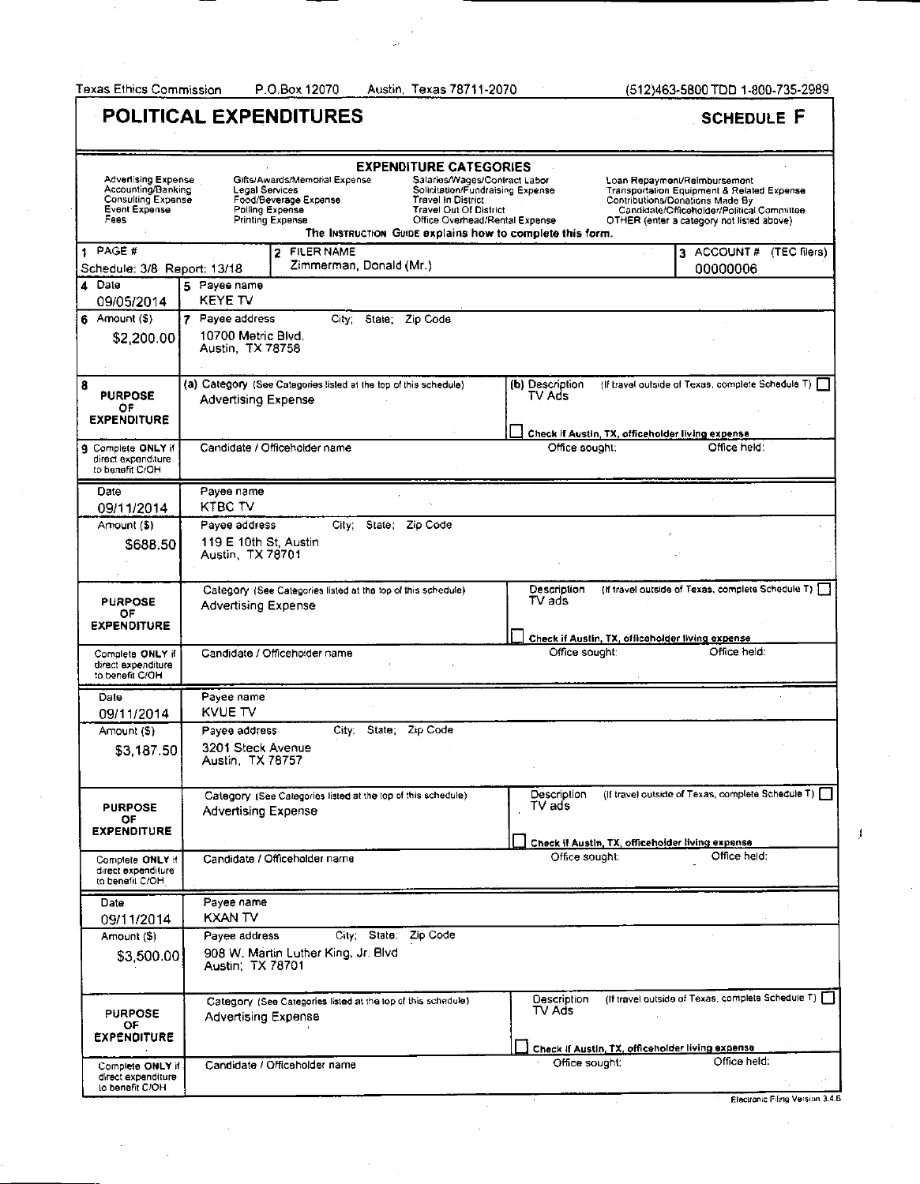Texas Ethics Commission P.O.Box 12070 Austin, Texas 78711-2070 (512)463-5800 TDD 1-800-735-2989

# POLITICAL EXPENDITURES

**SCHEDULE F**

**EXPENDITURE CATEGORIES**

| | | | |
|---|---|---|---|
| Advertising Expense | Gifts/Awards/Memorial Expense | Salaries/Wages/Contract Labor | Loan Repayment/Reimbursement |
| Accounting/Banking | Legal Services | Solicitation/Fundraising Expense | Transportation Equipment & Related Expense |
| Consulting Expense | Food/Beverage Expense | Travel In District | Contributions/Donations Made By |
| Event Expense | Polling Expense | Travel Out Of District | Candidate/Officeholder/Political Committee |
| Fees | Printing Expense | Office Overhead/Rental Expense | OTHER (enter a category not listed above) |

**The INSTRUCTION GUIDE explains how to complete this form.**

| 1 PAGE # | 2 FILER NAME | 3 ACCOUNT # (TEC filers) |
|---|---|---|
| Schedule: 3/8 Report: 13/18 | Zimmerman, Donald (Mr.) | 00000006 |

| Field | Entry |
|---|---|
| 4 Date | 09/05/2014 |
| 5 Payee name | KEYE TV |
| 6 Amount ($) | $2,200.00 |
| 7 Payee address (City; State; Zip Code) | 10700 Metric Blvd. Austin, TX 78758 |
| 8 PURPOSE OF EXPENDITURE — (a) Category | Advertising Expense |
| (b) Description | TV Ads |
| (If travel outside of Texas, complete Schedule T) | ☐ |
| Check if Austin, TX, officeholder living expense | ☐ |
| 9 Complete ONLY if direct expenditure to benefit C/OH — Candidate / Officeholder name; Office sought; Office held | |

| Field | Entry |
|---|---|
| Date | 09/11/2014 |
| Payee name | KTBC TV |
| Amount ($) | $688.50 |
| Payee address (City; State; Zip Code) | 119 E 10th St, Austin Austin, TX 78701 |
| PURPOSE OF EXPENDITURE — Category | Advertising Expense |
| Description | TV ads |
| (If travel outside of Texas, complete Schedule T) | ☐ |
| Check if Austin, TX, officeholder living expense | ☐ |
| Complete ONLY if direct expenditure to benefit C/OH — Candidate / Officeholder name; Office sought; Office held | |

| Field | Entry |
|---|---|
| Date | 09/11/2014 |
| Payee name | KVUE TV |
| Amount ($) | $3,187.50 |
| Payee address (City; State; Zip Code) | 3201 Steck Avenue Austin, TX 78757 |
| PURPOSE OF EXPENDITURE — Category | Advertising Expense |
| Description | TV ads |
| (If travel outside of Texas, complete Schedule T) | ☐ |
| Check if Austin, TX, officeholder living expense | ☐ |
| Complete ONLY if direct expenditure to benefit C/OH — Candidate / Officeholder name; Office sought; Office held | |

| Field | Entry |
|---|---|
| Date | 09/11/2014 |
| Payee name | KXAN TV |
| Amount ($) | $3,500.00 |
| Payee address (City; State; Zip Code) | 908 W. Martin Luther King, Jr. Blvd Austin, TX 78701 |
| PURPOSE OF EXPENDITURE — Category | Advertising Expense |
| Description | TV Ads |
| (If travel outside of Texas, complete Schedule T) | ☐ |
| Check if Austin, TX, officeholder living expense | ☐ |
| Complete ONLY if direct expenditure to benefit C/OH — Candidate / Officeholder name; Office sought; Office held | |

Electronic Filing Version 3.4.6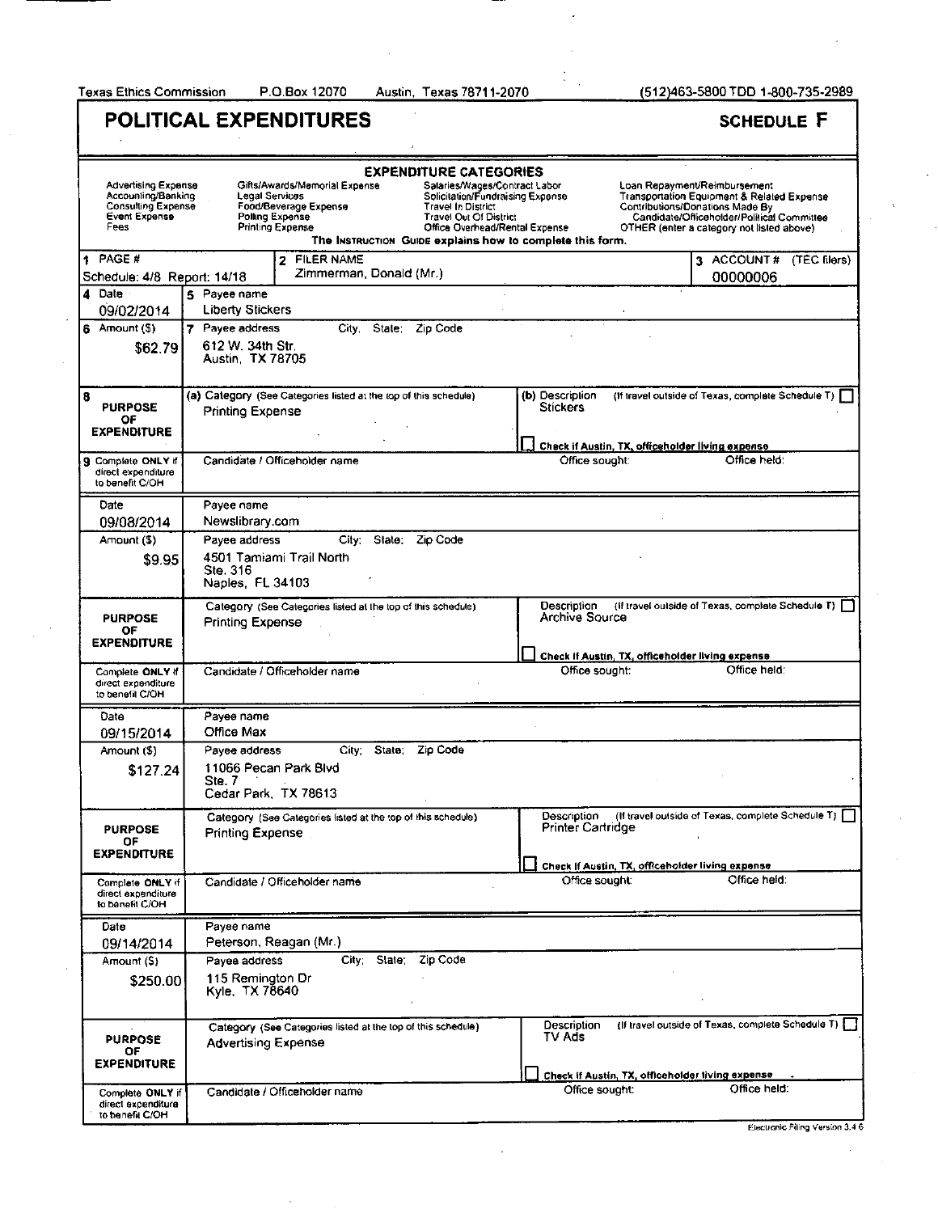Texas Ethics Commission P.O.Box 12070 Austin, Texas 78711-2070 (512)463-5800 TDD 1-800-735-2989

# POLITICAL EXPENDITURES

**SCHEDULE F**

**EXPENDITURE CATEGORIES**

| | | | |
|---|---|---|---|
| Advertising Expense | Gifts/Awards/Memorial Expense | Salaries/Wages/Contract Labor | Loan Repayment/Reimbursement |
| Accounting/Banking | Legal Services | Solicitation/Fundraising Expense | Transportation Equipment & Related Expense |
| Consulting Expense | Food/Beverage Expense | Travel In District | Contributions/Donations Made By |
| Event Expense | Polling Expense | Travel Out Of District | Candidate/Officeholder/Political Committee |
| Fees | Printing Expense | Office Overhead/Rental Expense | OTHER (enter a category not listed above) |

The INSTRUCTION GUIDE explains how to complete this form.

| 1 PAGE # | 2 FILER NAME | 3 ACCOUNT # (TEC filers) |
|---|---|---|
| Schedule: 4/8 Report: 14/18 | Zimmerman, Donald (Mr.) | 00000006 |

---

| | |
|---|---|
| 4 Date | 09/02/2014 |
| 5 Payee name | Liberty Stickers |
| 6 Amount ($) | $62.79 |
| 7 Payee address (City; State; Zip Code) | 612 W. 34th Str. Austin, TX 78705 |
| 8 PURPOSE OF EXPENDITURE — (a) Category | Printing Expense |
| (b) Description | Stickers |
| If travel outside of Texas, complete Schedule T | ☐ |
| Check if Austin, TX, officeholder living expense | ☐ |
| 9 Complete ONLY if direct expenditure to benefit C/OH — Candidate / Officeholder name | |
| Office sought | |
| Office held | |

---

| | |
|---|---|
| Date | 09/08/2014 |
| Payee name | Newslibrary.com |
| Amount ($) | $9.95 |
| Payee address (City; State; Zip Code) | 4501 Tamiami Trail North Ste. 316 Naples, FL 34103 |
| PURPOSE OF EXPENDITURE — Category | Printing Expense |
| Description | Archive Source |
| If travel outside of Texas, complete Schedule T | ☐ |
| Check if Austin, TX, officeholder living expense | ☐ |
| Complete ONLY if direct expenditure to benefit C/OH — Candidate / Officeholder name | |
| Office sought | |
| Office held | |

---

| | |
|---|---|
| Date | 09/15/2014 |
| Payee name | Office Max |
| Amount ($) | $127.24 |
| Payee address (City; State; Zip Code) | 11066 Pecan Park Blvd Ste. 7 Cedar Park, TX 78613 |
| PURPOSE OF EXPENDITURE — Category | Printing Expense |
| Description | Printer Cartridge |
| If travel outside of Texas, complete Schedule T | ☐ |
| Check if Austin, TX, officeholder living expense | ☐ |
| Complete ONLY if direct expenditure to benefit C/OH — Candidate / Officeholder name | |
| Office sought | |
| Office held | |

---

| | |
|---|---|
| Date | 09/14/2014 |
| Payee name | Peterson, Reagan (Mr.) |
| Amount ($) | $250.00 |
| Payee address (City; State; Zip Code) | 115 Remington Dr Kyle, TX 78640 |
| PURPOSE OF EXPENDITURE — Category | Advertising Expense |
| Description | TV Ads |
| If travel outside of Texas, complete Schedule T | ☐ |
| Check if Austin, TX, officeholder living expense | ☐ |
| Complete ONLY if direct expenditure to benefit C/OH — Candidate / Officeholder name | |
| Office sought | |
| Office held | |

Electronic Filing Version 3.4.6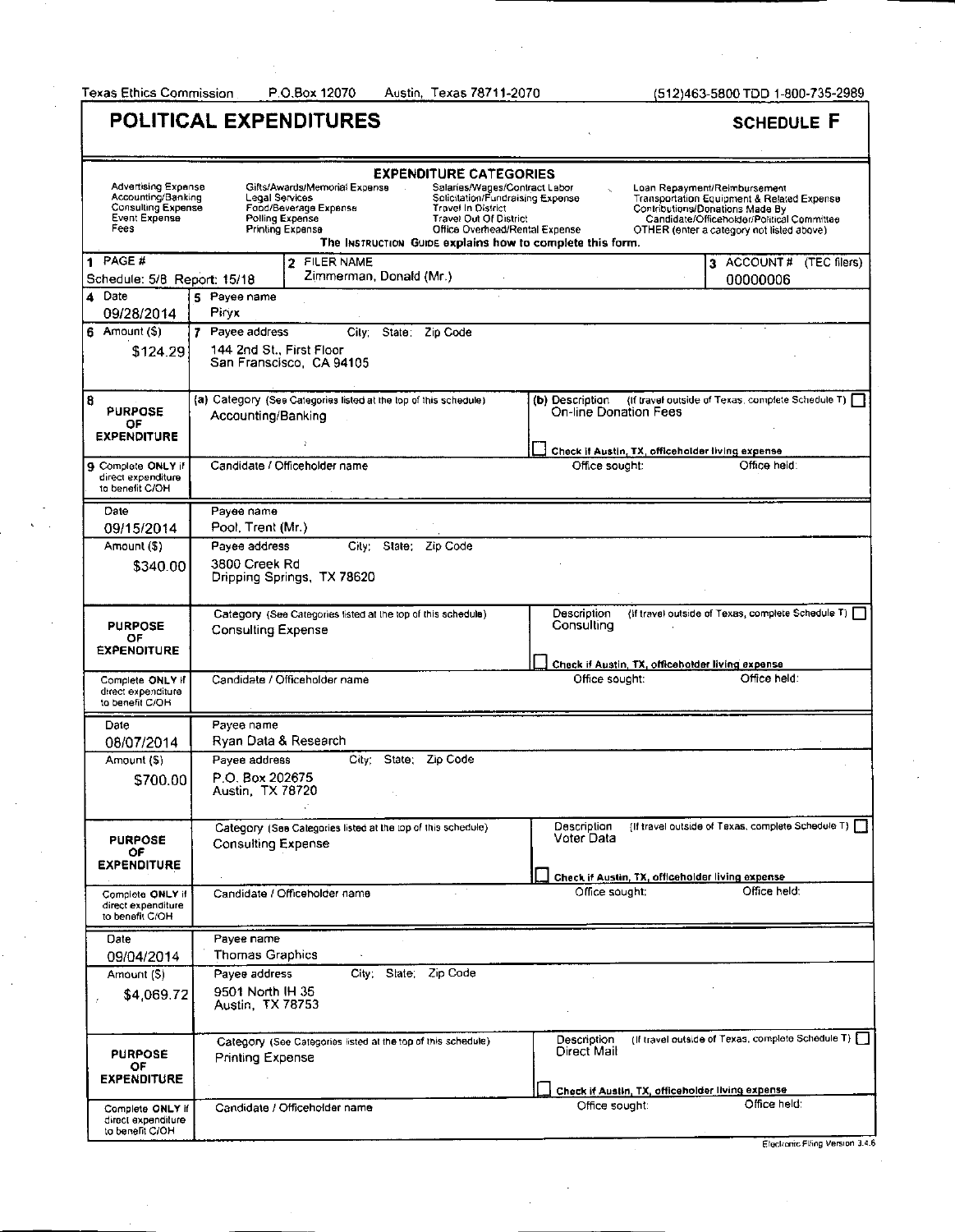Texas Ethics Commission P.O.Box 12070 Austin, Texas 78711-2070 (512)463-5800 TDD 1-800-735-2989

# POLITICAL EXPENDITURES

**SCHEDULE F**

**EXPENDITURE CATEGORIES**

| | | | |
|---|---|---|---|
| Advertising Expense | Gifts/Awards/Memorial Expense | Salaries/Wages/Contract Labor | Loan Repayment/Reimbursement |
| Accounting/Banking | Legal Services | Solicitation/Fundraising Expense | Transportation Equipment & Related Expense |
| Consulting Expense | Food/Beverage Expense | Travel In District | Contributions/Donations Made By |
| Event Expense | Polling Expense | Travel Out Of District | Candidate/Officeholder/Political Committee |
| Fees | Printing Expense | Office Overhead/Rental Expense | OTHER (enter a category not listed above) |

The INSTRUCTION GUIDE explains how to complete this form.

| 1 PAGE # | 2 FILER NAME | 3 ACCOUNT # (TEC filers) |
|---|---|---|
| Schedule: 5/8 Report: 15/18 | Zimmerman, Donald (Mr.) | 00000006 |

---

**4 Date:** 09/28/2014
**5 Payee name:** Piryx
**6 Amount ($):** $124.29
**7 Payee address; City; State; Zip Code:** 144 2nd St., First Floor, San Franscisco, CA 94105

**8 PURPOSE OF EXPENDITURE**
- (a) Category: Accounting/Banking
- (b) Description: On-line Donation Fees
- (If travel outside of Texas, complete Schedule T) ☐
- ☐ Check if Austin, TX, officeholder living expense

**9 Complete ONLY if direct expenditure to benefit C/OH** — Candidate / Officeholder name: | Office sought: | Office held:

---

**Date:** 09/15/2014
**Payee name:** Pool, Trent (Mr.)
**Amount ($):** $340.00
**Payee address; City; State; Zip Code:** 3800 Creek Rd, Dripping Springs, TX 78620

**PURPOSE OF EXPENDITURE**
- Category: Consulting Expense
- Description: Consulting
- (If travel outside of Texas, complete Schedule T) ☐
- ☐ Check if Austin, TX, officeholder living expense

**Complete ONLY if direct expenditure to benefit C/OH** — Candidate / Officeholder name: | Office sought: | Office held:

---

**Date:** 08/07/2014
**Payee name:** Ryan Data & Research
**Amount ($):** $700.00
**Payee address; City; State; Zip Code:** P.O. Box 202675, Austin, TX 78720

**PURPOSE OF EXPENDITURE**
- Category: Consulting Expense
- Description: Voter Data
- (If travel outside of Texas, complete Schedule T) ☐
- ☐ Check if Austin, TX, officeholder living expense

**Complete ONLY if direct expenditure to benefit C/OH** — Candidate / Officeholder name: | Office sought: | Office held:

---

**Date:** 09/04/2014
**Payee name:** Thomas Graphics
**Amount ($):** $4,069.72
**Payee address; City; State; Zip Code:** 9501 North IH 35, Austin, TX 78753

**PURPOSE OF EXPENDITURE**
- Category: Printing Expense
- Description: Direct Mail
- (If travel outside of Texas, complete Schedule T) ☐
- ☐ Check if Austin, TX, officeholder living expense

**Complete ONLY if direct expenditure to benefit C/OH** — Candidate / Officeholder name: | Office sought: | Office held:

Electronic Filing Version 3.4.6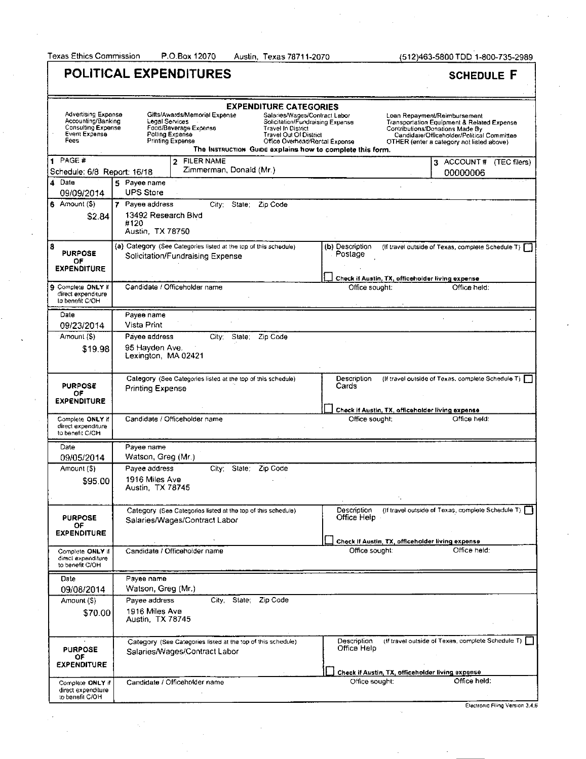Texas Ethics Commission P.O.Box 12070 Austin, Texas 78711-2070 (512)463-5800 TDD 1-800-735-2989

# POLITICAL EXPENDITURES

## SCHEDULE F

**EXPENDITURE CATEGORIES**

| | | | |
|---|---|---|---|
| Advertising Expense | Gifts/Awards/Memorial Expense | Salaries/Wages/Contract Labor | Loan Repayment/Reimbursement |
| Accounting/Banking | Legal Services | Solicitation/Fundraising Expense | Transportation Equipment & Related Expense |
| Consulting Expense | Food/Beverage Expense | Travel In District | Contributions/Donations Made By |
| Event Expense | Polling Expense | Travel Out Of District | Candidate/Officeholder/Political Committee |
| Fees | Printing Expense | Office Overhead/Rental Expense | OTHER (enter a category not listed above) |

The INSTRUCTION GUIDE explains how to complete this form.

| 1 PAGE # | 2 FILER NAME | 3 ACCOUNT # (TEC filers) |
|---|---|---|
| Schedule: 6/8 Report: 16/18 | Zimmerman, Donald (Mr.) | 00000006 |

| Field | Value |
|---|---|
| 4 Date | 09/09/2014 |
| 5 Payee name | UPS Store |
| 6 Amount ($) | $2.84 |
| 7 Payee address; City; State; Zip Code | 13492 Research Blvd #120 Austin, TX 78750 |
| 8 PURPOSE OF EXPENDITURE — (a) Category | Solicitation/Fundraising Expense |
| (b) Description | Postage |
| Check if Austin, TX, officeholder living expense | ☐ |
| (If travel outside of Texas, complete Schedule T) | ☐ |
| 9 Complete ONLY if direct expenditure to benefit C/OH — Candidate / Officeholder name; Office sought; Office held | |

| Field | Value |
|---|---|
| Date | 09/23/2014 |
| Payee name | Vista Print |
| Amount ($) | $19.98 |
| Payee address; City; State; Zip Code | 95 Hayden Ave. Lexington, MA 02421 |
| PURPOSE OF EXPENDITURE — Category | Printing Expense |
| Description | Cards |
| Check if Austin, TX, officeholder living expense | ☐ |
| (If travel outside of Texas, complete Schedule T) | ☐ |
| Complete ONLY if direct expenditure to benefit C/OH — Candidate / Officeholder name; Office sought; Office held | |

| Field | Value |
|---|---|
| Date | 09/05/2014 |
| Payee name | Watson, Greg (Mr.) |
| Amount ($) | $95.00 |
| Payee address; City; State; Zip Code | 1916 Miles Ave Austin, TX 78745 |
| PURPOSE OF EXPENDITURE — Category | Salaries/Wages/Contract Labor |
| Description | Office Help |
| Check if Austin, TX, officeholder living expense | ☐ |
| (If travel outside of Texas, complete Schedule T) | ☐ |
| Complete ONLY if direct expenditure to benefit C/OH — Candidate / Officeholder name; Office sought; Office held | |

| Field | Value |
|---|---|
| Date | 09/08/2014 |
| Payee name | Watson, Greg (Mr.) |
| Amount ($) | $70.00 |
| Payee address; City; State; Zip Code | 1916 Miles Ave Austin, TX 78745 |
| PURPOSE OF EXPENDITURE — Category | Salaries/Wages/Contract Labor |
| Description | Office Help |
| Check if Austin, TX, officeholder living expense | ☐ |
| (If travel outside of Texas, complete Schedule T) | ☐ |
| Complete ONLY if direct expenditure to benefit C/OH — Candidate / Officeholder name; Office sought; Office held | |

Electronic Filing Version 3.4.6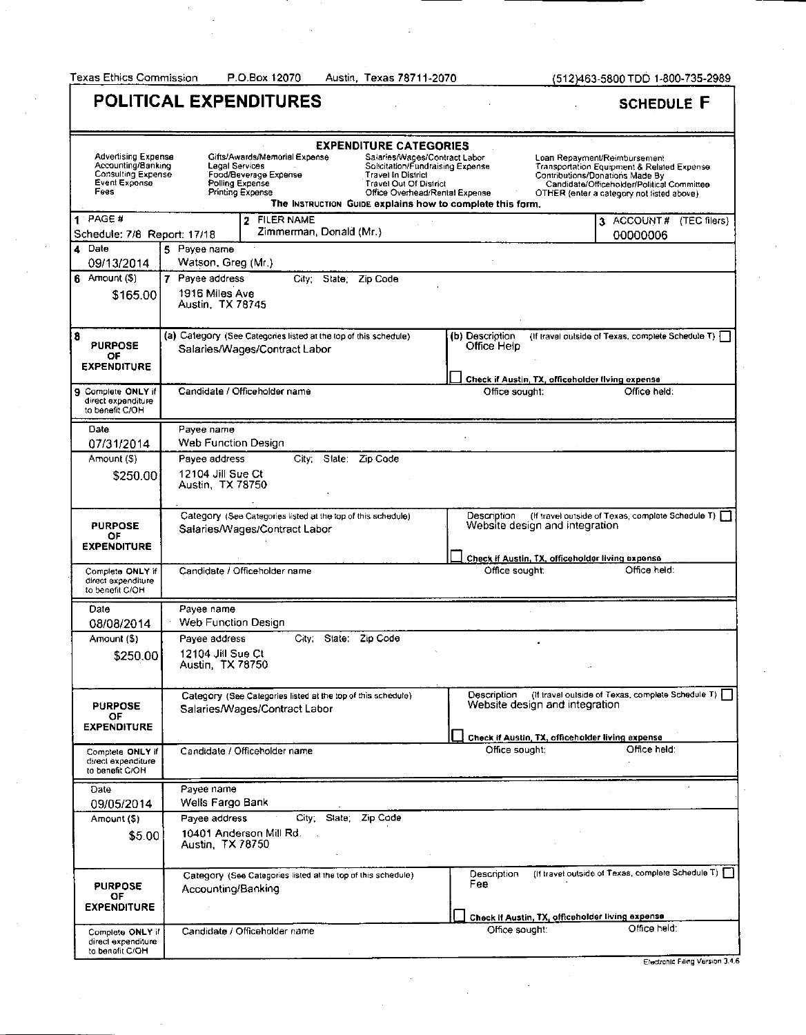Texas Ethics Commission P.O.Box 12070 Austin, Texas 78711-2070 (512)463-5800 TDD 1-800-735-2989

# POLITICAL EXPENDITURES

## SCHEDULE F

**EXPENDITURE CATEGORIES**

| | | | |
|---|---|---|---|
| Advertising Expense | Gifts/Awards/Memorial Expense | Salaries/Wages/Contract Labor | Loan Repayment/Reimbursement |
| Accounting/Banking | Legal Services | Solicitation/Fundraising Expense | Transportation Equipment & Related Expense |
| Consulting Expense | Food/Beverage Expense | Travel In District | Contributions/Donations Made By |
| Event Expense | Polling Expense | Travel Out Of District | Candidate/Officeholder/Political Committee |
| Fees | Printing Expense | Office Overhead/Rental Expense | OTHER (enter a category not listed above) |

The INSTRUCTION GUIDE explains how to complete this form.

| 1 PAGE # | 2 FILER NAME | 3 ACCOUNT # (TEC filers) |
|---|---|---|
| Schedule: 7/8 Report: 17/18 | Zimmerman, Donald (Mr.) | 00000006 |

| 4 Date | 5 Payee name | | |
|---|---|---|---|
| 09/13/2014 | Watson, Greg (Mr.) | | |
| **6 Amount ($)** | **7 Payee address City; State; Zip Code** | | |
| $165.00 | 1916 Miles Ave<br>Austin, TX 78745 | | |
| **8 PURPOSE OF EXPENDITURE** | (a) Category (See Categories listed at the top of this schedule)<br>Salaries/Wages/Contract Labor | (b) Description (If travel outside of Texas, complete Schedule T) ☐<br>Office Help<br>☐ Check if Austin, TX, officeholder living expense | |
| 9 Complete ONLY if direct expenditure to benefit C/OH | Candidate / Officeholder name | Office sought: | Office held: |

| Date | Payee name | | |
|---|---|---|---|
| 07/31/2014 | Web Function Design | | |
| **Amount ($)** | **Payee address City; State; Zip Code** | | |
| $250.00 | 12104 Jill Sue Ct<br>Austin, TX 78750 | | |
| **PURPOSE OF EXPENDITURE** | Category (See Categories listed at the top of this schedule)<br>Salaries/Wages/Contract Labor | Description (If travel outside of Texas, complete Schedule T) ☐<br>Website design and integration<br>☐ Check if Austin, TX, officeholder living expense | |
| Complete ONLY if direct expenditure to benefit C/OH | Candidate / Officeholder name | Office sought: | Office held: |

| Date | Payee name | | |
|---|---|---|---|
| 08/08/2014 | Web Function Design | | |
| **Amount ($)** | **Payee address City; State; Zip Code** | | |
| $250.00 | 12104 Jill Sue Ct<br>Austin, TX 78750 | | |
| **PURPOSE OF EXPENDITURE** | Category (See Categories listed at the top of this schedule)<br>Salaries/Wages/Contract Labor | Description (If travel outside of Texas, complete Schedule T) ☐<br>Website design and integration<br>☐ Check if Austin, TX, officeholder living expense | |
| Complete ONLY if direct expenditure to benefit C/OH | Candidate / Officeholder name | Office sought: | Office held: |

| Date | Payee name | | |
|---|---|---|---|
| 09/05/2014 | Wells Fargo Bank | | |
| **Amount ($)** | **Payee address City; State; Zip Code** | | |
| $5.00 | 10401 Anderson Mill Rd.<br>Austin, TX 78750 | | |
| **PURPOSE OF EXPENDITURE** | Category (See Categories listed at the top of this schedule)<br>Accounting/Banking | Description (If travel outside of Texas, complete Schedule T) ☐<br>Fee<br>☐ Check if Austin, TX, officeholder living expense | |
| Complete ONLY if direct expenditure to benefit C/OH | Candidate / Officeholder name | Office sought: | Office held: |

Electronic Filing Version 3.4.6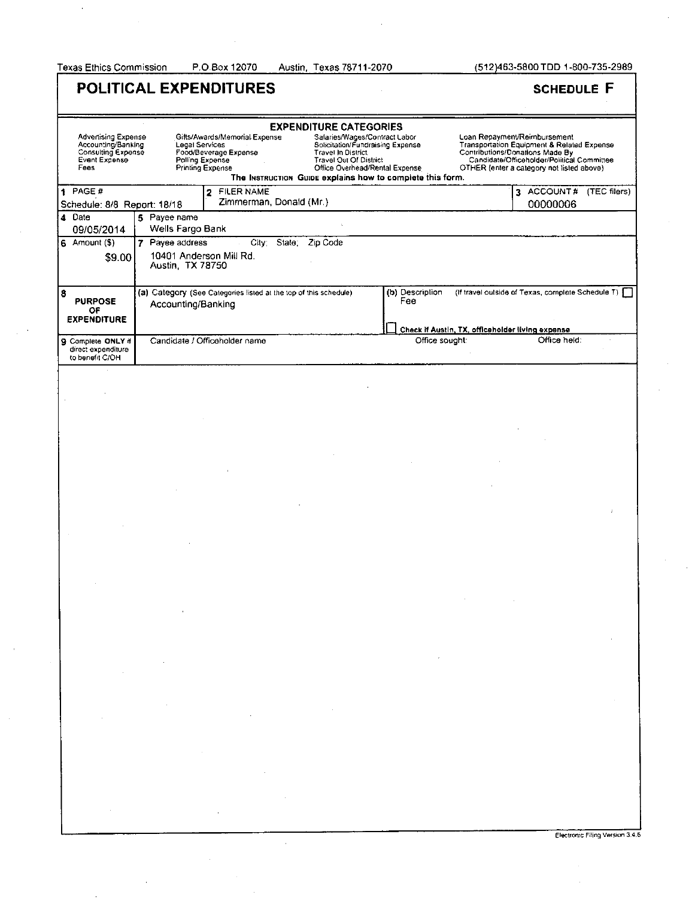Texas Ethics Commission P.O Box 12070 Austin, Texas 78711-2070 (512)463-5800 TDD 1-800-735-2989

# POLITICAL EXPENDITURES

**SCHEDULE F**

**EXPENDITURE CATEGORIES**

| | | | |
|---|---|---|---|
| Advertising Expense | Gifts/Awards/Memorial Expense | Salaries/Wages/Contract Labor | Loan Repayment/Reimbursement |
| Accounting/Banking | Legal Services | Solicitation/Fundraising Expense | Transportation Equipment & Related Expense |
| Consulting Expense | Food/Beverage Expense | Travel In District | Contributions/Donations Made By Candidate/Officeholder/Political Committee |
| Event Expense | Polling Expense | Travel Out Of District | OTHER (enter a category not listed above) |
| Fees | Printing Expense | Office Overhead/Rental Expense | |

**The INSTRUCTION GUIDE explains how to complete this form.**

| | |
|---|---|
| 1 PAGE # | Schedule: 8/8 Report: 18/18 |
| 2 FILER NAME | Zimmerman, Donald (Mr.) |
| 3 ACCOUNT # (TEC filers) | 00000006 |
| 4 Date | 09/05/2014 |
| 5 Payee name | Wells Fargo Bank |
| 6 Amount ($) | $9.00 |
| 7 Payee address City; State; Zip Code | 10401 Anderson Mill Rd. Austin, TX 78750 |
| 8 PURPOSE OF EXPENDITURE — (a) Category (See Categories listed at the top of this schedule) | Accounting/Banking |
| (b) Description (If travel outside of Texas, complete Schedule T) ☐ | Fee |
| ☐ Check if Austin, TX, officeholder living expense | |
| 9 Complete ONLY if direct expenditure to benefit C/OH — Candidate / Officeholder name | |
| Office sought: | |
| Office held: | |

Electronic Filing Version 3.4.6